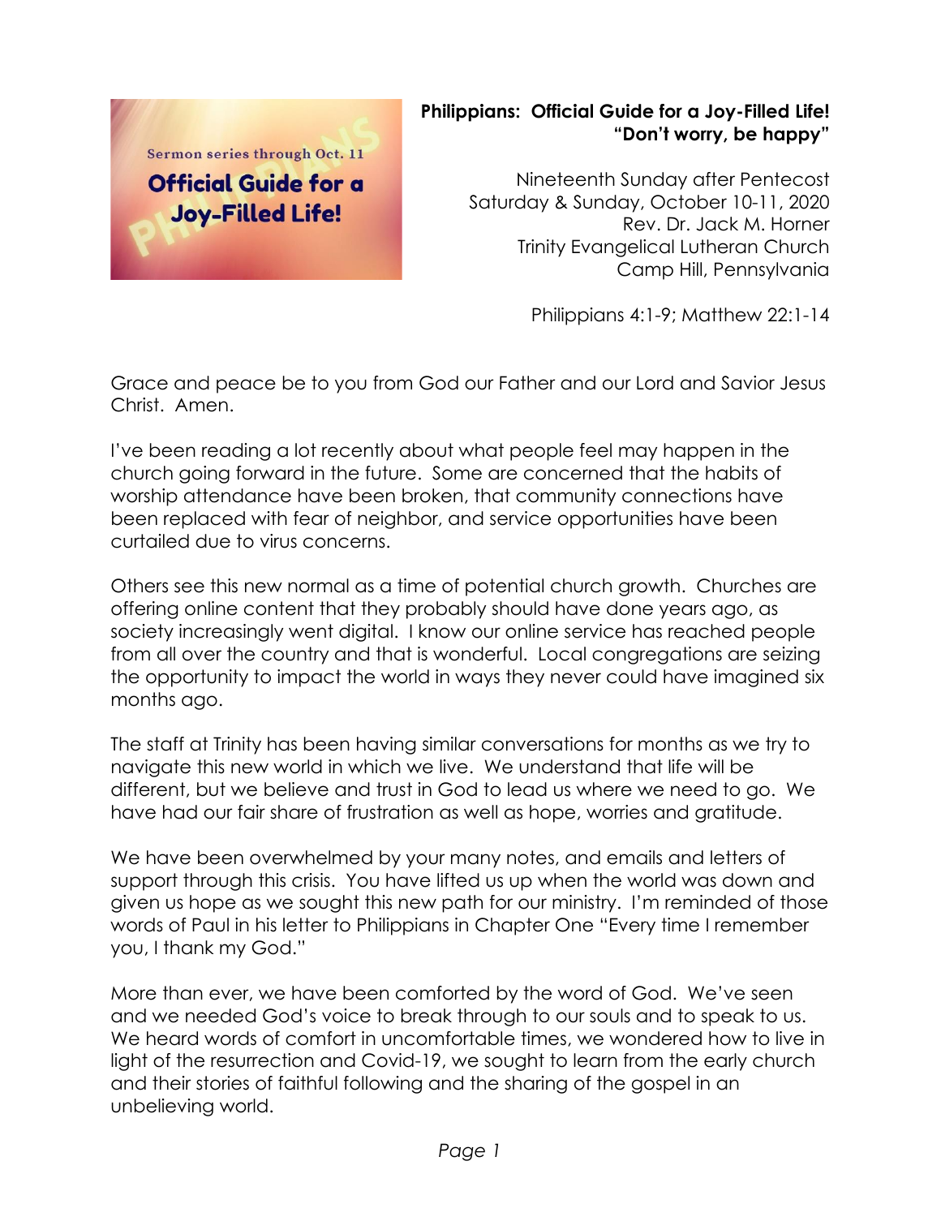Sermon series through Oct. 11

**Official Guide for a Joy-Filled Life!**

PHILIPPIANS

# Philippians: Official Guide for a Joy-Filled Life!

## "Don't worry, be happy"

Nineteenth Sunday after Pentecost
Saturday & Sunday, October 10-11, 2020
Rev. Dr. Jack M. Horner
Trinity Evangelical Lutheran Church
Camp Hill, Pennsylvania

Philippians 4:1-9; Matthew 22:1-14

Grace and peace be to you from God our Father and our Lord and Savior Jesus Christ. Amen.

I've been reading a lot recently about what people feel may happen in the church going forward in the future. Some are concerned that the habits of worship attendance have been broken, that community connections have been replaced with fear of neighbor, and service opportunities have been curtailed due to virus concerns.

Others see this new normal as a time of potential church growth. Churches are offering online content that they probably should have done years ago, as society increasingly went digital. I know our online service has reached people from all over the country and that is wonderful. Local congregations are seizing the opportunity to impact the world in ways they never could have imagined six months ago.

The staff at Trinity has been having similar conversations for months as we try to navigate this new world in which we live. We understand that life will be different, but we believe and trust in God to lead us where we need to go. We have had our fair share of frustration as well as hope, worries and gratitude.

We have been overwhelmed by your many notes, and emails and letters of support through this crisis. You have lifted us up when the world was down and given us hope as we sought this new path for our ministry. I'm reminded of those words of Paul in his letter to Philippians in Chapter One "Every time I remember you, I thank my God."

More than ever, we have been comforted by the word of God. We've seen and we needed God's voice to break through to our souls and to speak to us. We heard words of comfort in uncomfortable times, we wondered how to live in light of the resurrection and Covid-19, we sought to learn from the early church and their stories of faithful following and the sharing of the gospel in an unbelieving world.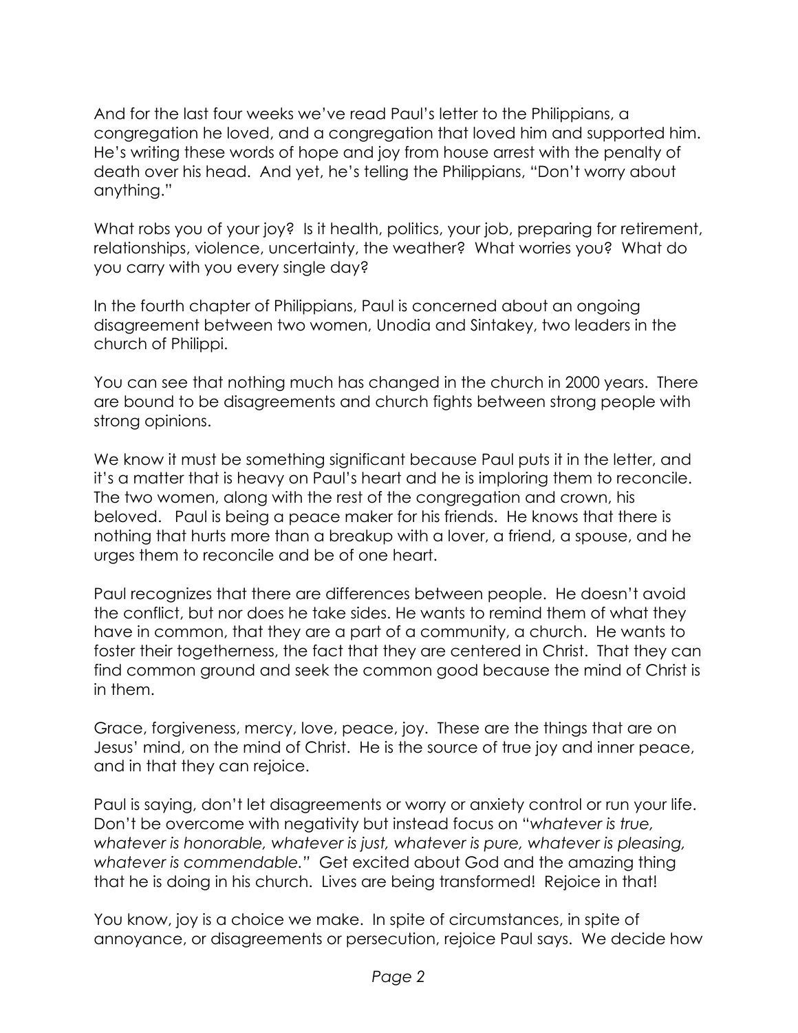And for the last four weeks we've read Paul's letter to the Philippians, a congregation he loved, and a congregation that loved him and supported him. He's writing these words of hope and joy from house arrest with the penalty of death over his head. And yet, he's telling the Philippians, "Don't worry about anything."

What robs you of your joy? Is it health, politics, your job, preparing for retirement, relationships, violence, uncertainty, the weather? What worries you? What do you carry with you every single day?

In the fourth chapter of Philippians, Paul is concerned about an ongoing disagreement between two women, Unodia and Sintakey, two leaders in the church of Philippi.

You can see that nothing much has changed in the church in 2000 years. There are bound to be disagreements and church fights between strong people with strong opinions.

We know it must be something significant because Paul puts it in the letter, and it's a matter that is heavy on Paul's heart and he is imploring them to reconcile. The two women, along with the rest of the congregation and crown, his beloved. Paul is being a peace maker for his friends. He knows that there is nothing that hurts more than a breakup with a lover, a friend, a spouse, and he urges them to reconcile and be of one heart.

Paul recognizes that there are differences between people. He doesn't avoid the conflict, but nor does he take sides. He wants to remind them of what they have in common, that they are a part of a community, a church. He wants to foster their togetherness, the fact that they are centered in Christ. That they can find common ground and seek the common good because the mind of Christ is in them.

Grace, forgiveness, mercy, love, peace, joy. These are the things that are on Jesus' mind, on the mind of Christ. He is the source of true joy and inner peace, and in that they can rejoice.

Paul is saying, don't let disagreements or worry or anxiety control or run your life. Don't be overcome with negativity but instead focus on "*whatever is true, whatever is honorable, whatever is just, whatever is pure, whatever is pleasing, whatever is commendable.*" Get excited about God and the amazing thing that he is doing in his church. Lives are being transformed! Rejoice in that!

You know, joy is a choice we make. In spite of circumstances, in spite of annoyance, or disagreements or persecution, rejoice Paul says. We decide how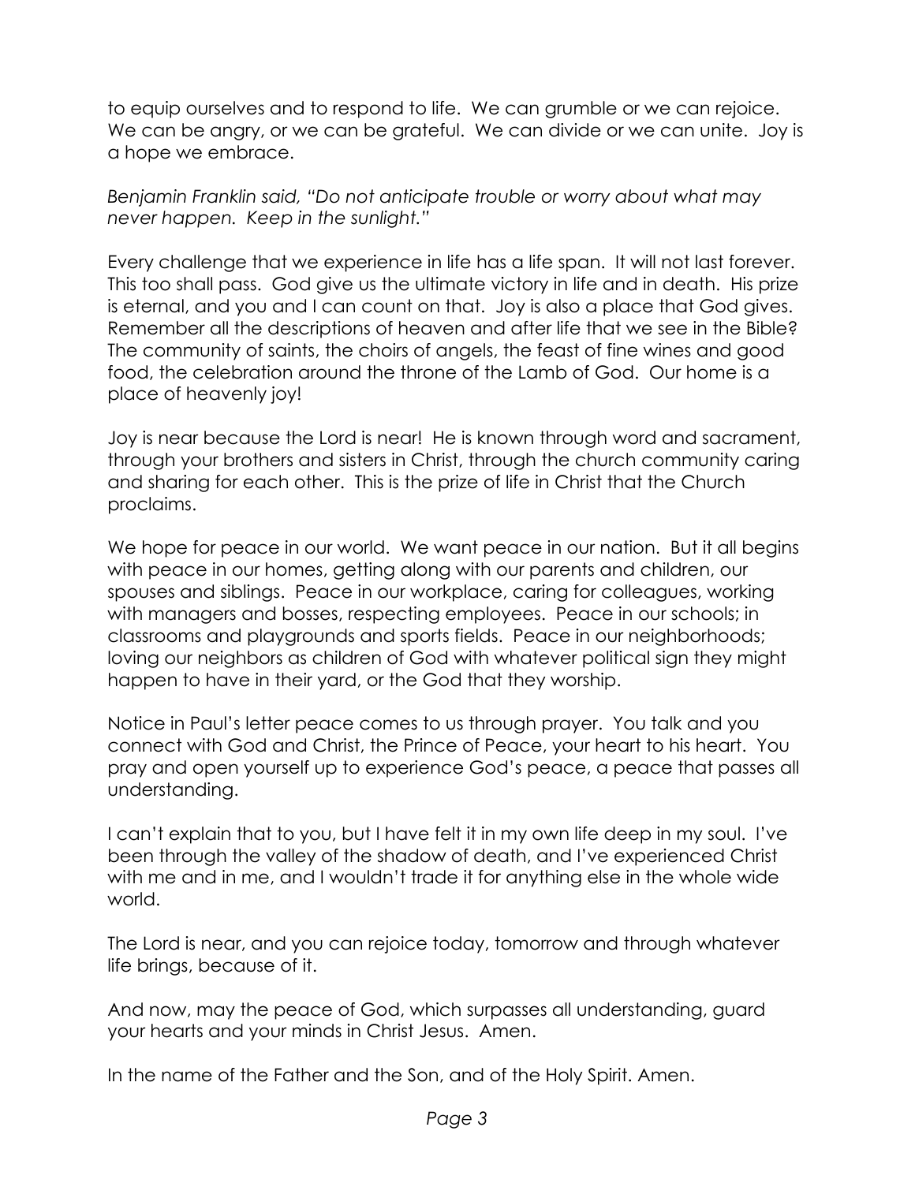to equip ourselves and to respond to life. We can grumble or we can rejoice. We can be angry, or we can be grateful. We can divide or we can unite. Joy is a hope we embrace.

*Benjamin Franklin said, "Do not anticipate trouble or worry about what may never happen. Keep in the sunlight."*

Every challenge that we experience in life has a life span. It will not last forever. This too shall pass. God give us the ultimate victory in life and in death. His prize is eternal, and you and I can count on that. Joy is also a place that God gives. Remember all the descriptions of heaven and after life that we see in the Bible? The community of saints, the choirs of angels, the feast of fine wines and good food, the celebration around the throne of the Lamb of God. Our home is a place of heavenly joy!

Joy is near because the Lord is near! He is known through word and sacrament, through your brothers and sisters in Christ, through the church community caring and sharing for each other. This is the prize of life in Christ that the Church proclaims.

We hope for peace in our world. We want peace in our nation. But it all begins with peace in our homes, getting along with our parents and children, our spouses and siblings. Peace in our workplace, caring for colleagues, working with managers and bosses, respecting employees. Peace in our schools; in classrooms and playgrounds and sports fields. Peace in our neighborhoods; loving our neighbors as children of God with whatever political sign they might happen to have in their yard, or the God that they worship.

Notice in Paul's letter peace comes to us through prayer. You talk and you connect with God and Christ, the Prince of Peace, your heart to his heart. You pray and open yourself up to experience God's peace, a peace that passes all understanding.

I can't explain that to you, but I have felt it in my own life deep in my soul. I've been through the valley of the shadow of death, and I've experienced Christ with me and in me, and I wouldn't trade it for anything else in the whole wide world.

The Lord is near, and you can rejoice today, tomorrow and through whatever life brings, because of it.

And now, may the peace of God, which surpasses all understanding, guard your hearts and your minds in Christ Jesus. Amen.

In the name of the Father and the Son, and of the Holy Spirit. Amen.